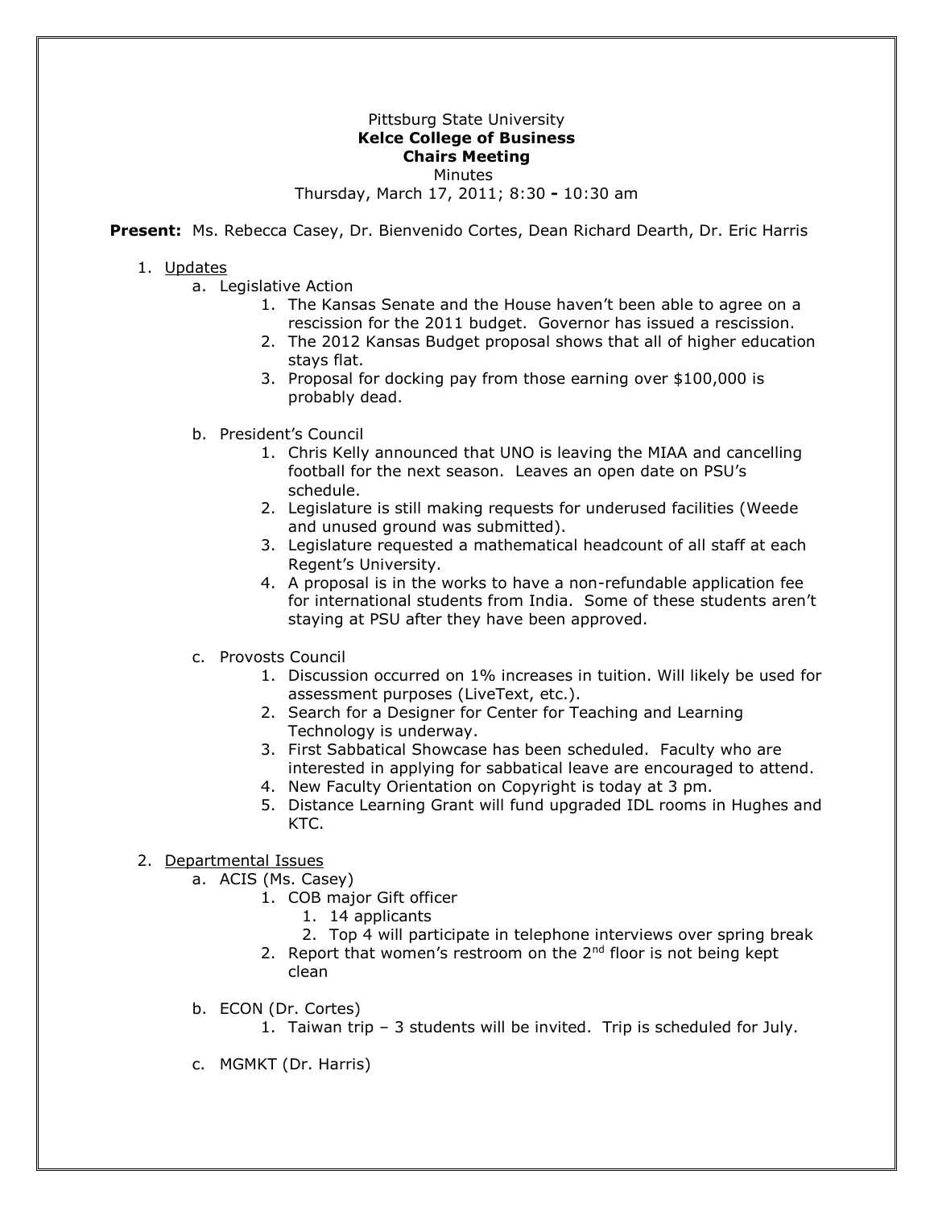Pittsburg State University

**Kelce College of Business**

**Chairs Meeting**

Minutes

Thursday, March 17, 2011; 8:30 **-** 10:30 am

**Present:** Ms. Rebecca Casey, Dr. Bienvenido Cortes, Dean Richard Dearth, Dr. Eric Harris

1. Updates
   a. Legislative Action
      1. The Kansas Senate and the House haven't been able to agree on a rescission for the 2011 budget. Governor has issued a rescission.
      2. The 2012 Kansas Budget proposal shows that all of higher education stays flat.
      3. Proposal for docking pay from those earning over $100,000 is probably dead.

   b. President's Council
      1. Chris Kelly announced that UNO is leaving the MIAA and cancelling football for the next season. Leaves an open date on PSU's schedule.
      2. Legislature is still making requests for underused facilities (Weede and unused ground was submitted).
      3. Legislature requested a mathematical headcount of all staff at each Regent's University.
      4. A proposal is in the works to have a non-refundable application fee for international students from India. Some of these students aren't staying at PSU after they have been approved.

   c. Provosts Council
      1. Discussion occurred on 1% increases in tuition. Will likely be used for assessment purposes (LiveText, etc.).
      2. Search for a Designer for Center for Teaching and Learning Technology is underway.
      3. First Sabbatical Showcase has been scheduled. Faculty who are interested in applying for sabbatical leave are encouraged to attend.
      4. New Faculty Orientation on Copyright is today at 3 pm.
      5. Distance Learning Grant will fund upgraded IDL rooms in Hughes and KTC.

2. Departmental Issues
   a. ACIS (Ms. Casey)
      1. COB major Gift officer
         1. 14 applicants
         2. Top 4 will participate in telephone interviews over spring break
      2. Report that women's restroom on the 2nd floor is not being kept clean

   b. ECON (Dr. Cortes)
      1. Taiwan trip – 3 students will be invited. Trip is scheduled for July.

   c. MGMKT (Dr. Harris)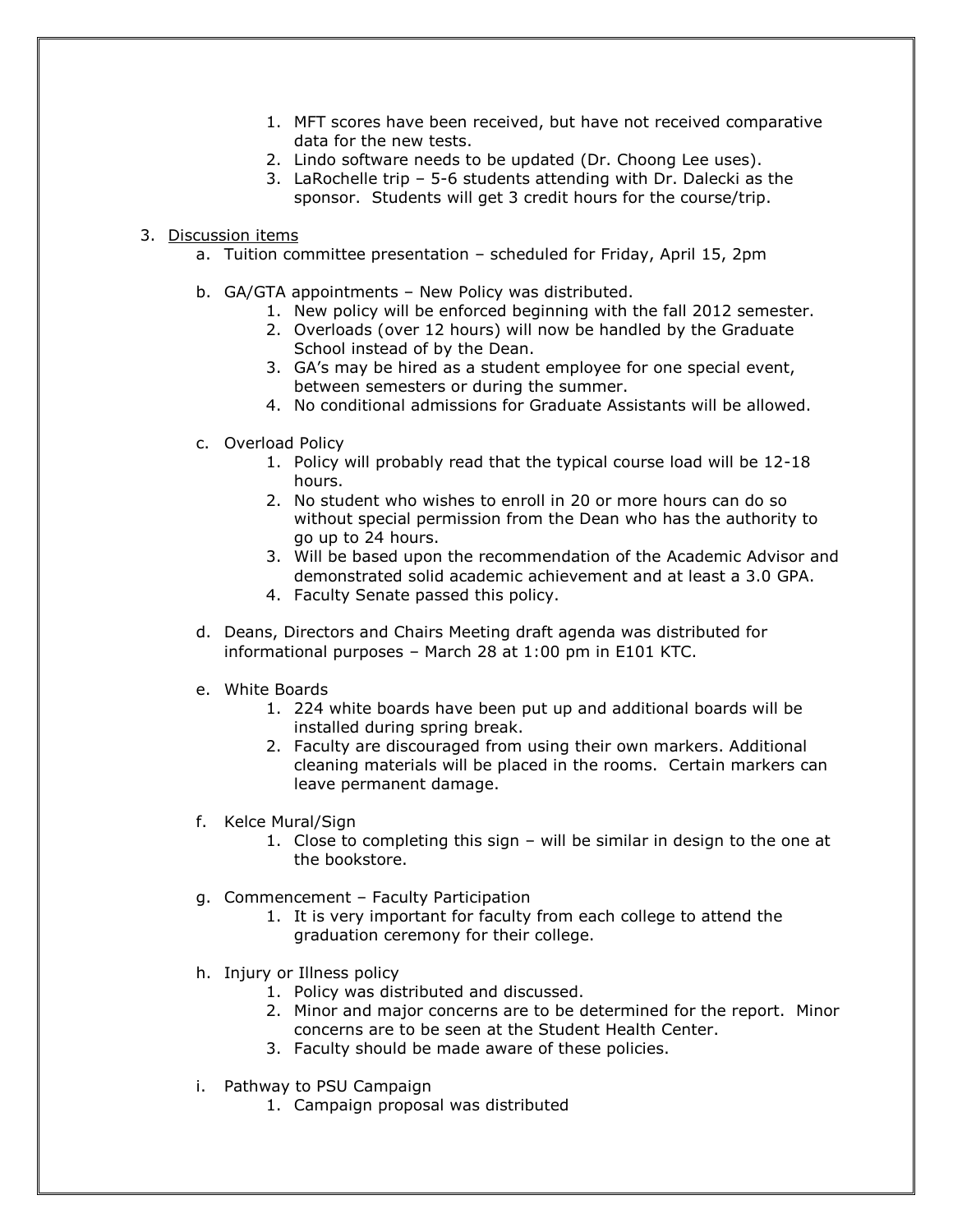1. MFT scores have been received, but have not received comparative data for the new tests.
2. Lindo software needs to be updated (Dr. Choong Lee uses).
3. LaRochelle trip – 5-6 students attending with Dr. Dalecki as the sponsor. Students will get 3 credit hours for the course/trip.

3. Discussion items
   a. Tuition committee presentation – scheduled for Friday, April 15, 2pm

   b. GA/GTA appointments – New Policy was distributed.
      1. New policy will be enforced beginning with the fall 2012 semester.
      2. Overloads (over 12 hours) will now be handled by the Graduate School instead of by the Dean.
      3. GA's may be hired as a student employee for one special event, between semesters or during the summer.
      4. No conditional admissions for Graduate Assistants will be allowed.

   c. Overload Policy
      1. Policy will probably read that the typical course load will be 12-18 hours.
      2. No student who wishes to enroll in 20 or more hours can do so without special permission from the Dean who has the authority to go up to 24 hours.
      3. Will be based upon the recommendation of the Academic Advisor and demonstrated solid academic achievement and at least a 3.0 GPA.
      4. Faculty Senate passed this policy.

   d. Deans, Directors and Chairs Meeting draft agenda was distributed for informational purposes – March 28 at 1:00 pm in E101 KTC.

   e. White Boards
      1. 224 white boards have been put up and additional boards will be installed during spring break.
      2. Faculty are discouraged from using their own markers. Additional cleaning materials will be placed in the rooms. Certain markers can leave permanent damage.

   f. Kelce Mural/Sign
      1. Close to completing this sign – will be similar in design to the one at the bookstore.

   g. Commencement – Faculty Participation
      1. It is very important for faculty from each college to attend the graduation ceremony for their college.

   h. Injury or Illness policy
      1. Policy was distributed and discussed.
      2. Minor and major concerns are to be determined for the report. Minor concerns are to be seen at the Student Health Center.
      3. Faculty should be made aware of these policies.

   i. Pathway to PSU Campaign
      1. Campaign proposal was distributed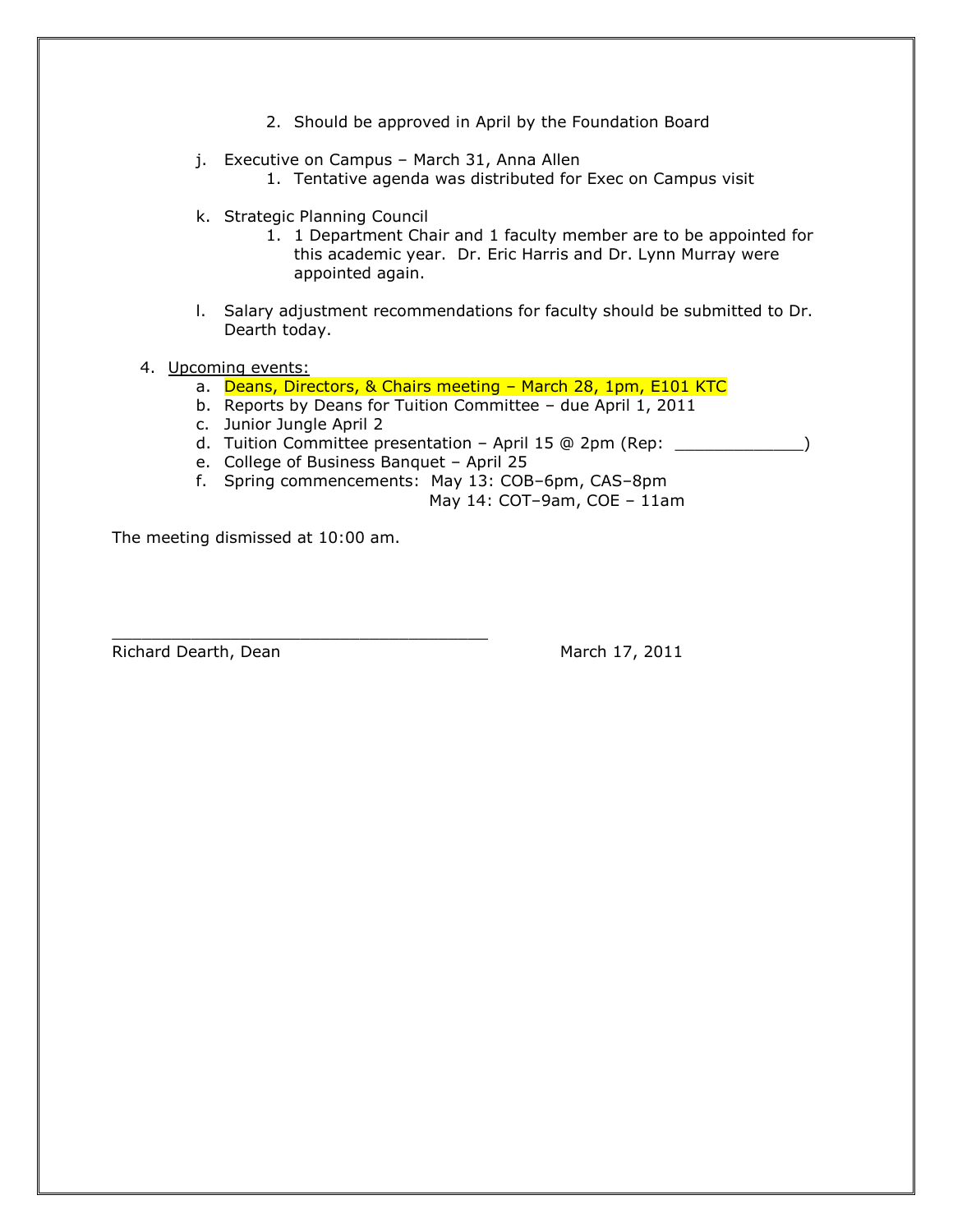2. Should be approved in April by the Foundation Board

   j. Executive on Campus – March 31, Anna Allen
      1. Tentative agenda was distributed for Exec on Campus visit

   k. Strategic Planning Council
      1. 1 Department Chair and 1 faculty member are to be appointed for this academic year. Dr. Eric Harris and Dr. Lynn Murray were appointed again.

   l. Salary adjustment recommendations for faculty should be submitted to Dr. Dearth today.

4. <u>Upcoming events:</u>
   a. Deans, Directors, & Chairs meeting – March 28, 1pm, E101 KTC
   b. Reports by Deans for Tuition Committee – due April 1, 2011
   c. Junior Jungle April 2
   d. Tuition Committee presentation – April 15 @ 2pm (Rep: _____________)
   e. College of Business Banquet – April 25
   f. Spring commencements: May 13: COB–6pm, CAS–8pm
      May 14: COT–9am, COE – 11am

The meeting dismissed at 10:00 am.

_______________________________________
Richard Dearth, Dean                                        March 17, 2011